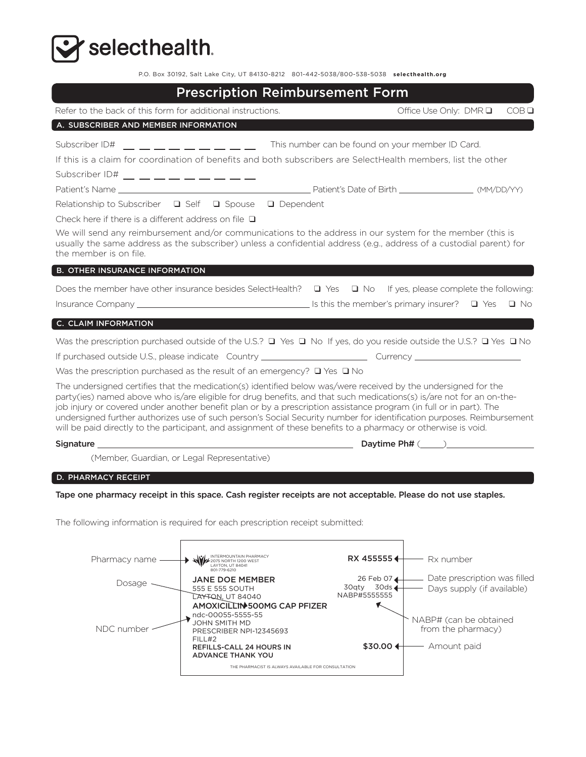selecthealth.

P.O. Box 30192, Salt Lake City, UT 84130-8212 801-442-5038/800-538-5038 **selecthealth.org**

# Prescription Reimbursement Form

Refer to the back of this form for additional instructions. Office Use Only: DMR ❑ COB ❑

## A. SUBSCRIBER AND MEMBER INFORMATION

Subscriber ID# _ _ _ _ _ _ _ _ _ This number can be found on your member ID Card.

If this is a claim for coordination of benefits and both subscribers are SelectHealth members, list the other Subscriber ID# _ _ _ _ _ _ _ _ _

Patient's Name ______________________ Patient's Date of Birth ____________ (MM/DD/YY)

Relationship to Subscriber ❑ Self ❑ Spouse ❑ Dependent

Check here if there is a different address on file ❑

We will send any reimbursement and/or communications to the address in our system for the member (this is usually the same address as the subscriber) unless a confidential address (e.g., address of a custodial parent) for the member is on file.

## B. OTHER INSURANCE INFORMATION

Does the member have other insurance besides SelectHealth? ❑ Yes ❑ No If yes, please complete the following:

Insurance Company ______________________ Is this the member's primary insurer? ❑ Yes ❑ No

## C. CLAIM INFORMATION

Was the prescription purchased outside of the U.S.? ❑ Yes ❑ No If yes, do you reside outside the U.S.? ❑ Yes ❑ No

If purchased outside U.S., please indicate Country ______________ Currency ______________

Was the prescription purchased as the result of an emergency? ❑ Yes ❑ No

The undersigned certifies that the medication(s) identified below was/were received by the undersigned for the party(ies) named above who is/are eligible for drug benefits, and that such medications(s) is/are not for an on-the-job injury or covered under another benefit plan or by a prescription assistance program (in full or in part). The undersigned further authorizes use of such person's Social Security number for identification purposes. Reimbursement will be paid directly to the participant, and assignment of these benefits to a pharmacy or otherwise is void.

**Signature** ______________________ **Daytime Ph#** (____)____________

(Member, Guardian, or Legal Representative)

## D. PHARMACY RECEIPT

**Tape one pharmacy receipt in this space. Cash register receipts are not acceptable. Please do not use staples.**

The following information is required for each prescription receipt submitted:

Sample receipt:

INTERMOUNTAIN PHARMACY
2075 NORTH 1200 WEST
LAYTON, UT 84041
801-779-6210

RX 455555

JANE DOE MEMBER
555 E 555 SOUTH
LAYTON, UT 84040
AMOXICILLIN 500MG CAP PFIZER
ndc-00055-5555-55
JOHN SMITH MD
PRESCRIBER NPI-12345693
FILL#2
REFILLS-CALL 24 HOURS IN ADVANCE THANK YOU

26 Feb 07
30qty 30ds
NABP#5555555

$30.00

THE PHARMACIST IS ALWAYS AVAILABLE FOR CONSULTATION

Labels:
- Pharmacy name
- Dosage
- NDC number
- Rx number
- Date prescription was filled
- Days supply (if available)
- NABP# (can be obtained from the pharmacy)
- Amount paid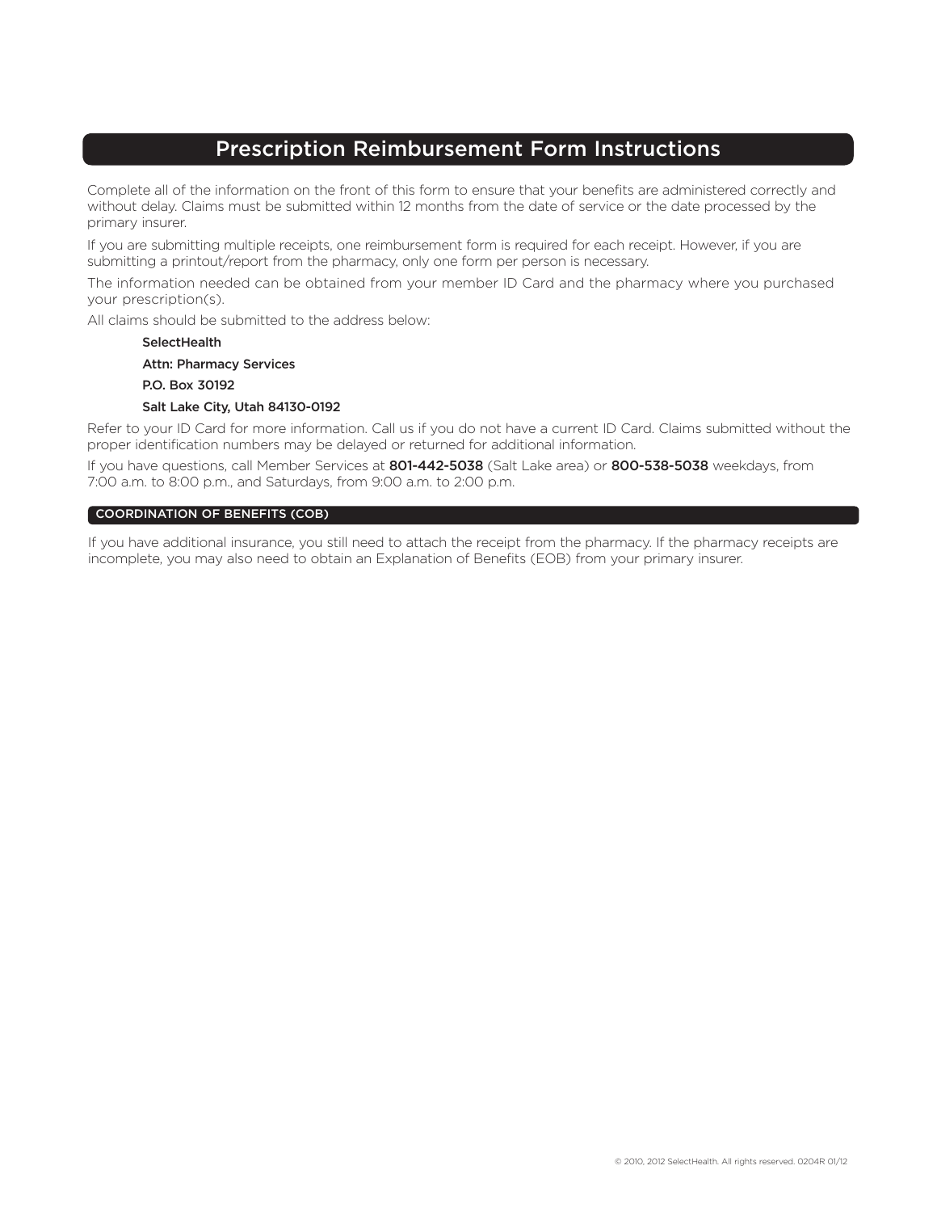# Prescription Reimbursement Form Instructions

Complete all of the information on the front of this form to ensure that your benefits are administered correctly and without delay. Claims must be submitted within 12 months from the date of service or the date processed by the primary insurer.

If you are submitting multiple receipts, one reimbursement form is required for each receipt. However, if you are submitting a printout/report from the pharmacy, only one form per person is necessary.

The information needed can be obtained from your member ID Card and the pharmacy where you purchased your prescription(s).

All claims should be submitted to the address below:

> **SelectHealth**
>
> **Attn: Pharmacy Services**
>
> **P.O. Box 30192**
>
> **Salt Lake City, Utah 84130-0192**

Refer to your ID Card for more information. Call us if you do not have a current ID Card. Claims submitted without the proper identification numbers may be delayed or returned for additional information.

If you have questions, call Member Services at **801-442-5038** (Salt Lake area) or **800-538-5038** weekdays, from 7:00 a.m. to 8:00 p.m., and Saturdays, from 9:00 a.m. to 2:00 p.m.

## COORDINATION OF BENEFITS (COB)

If you have additional insurance, you still need to attach the receipt from the pharmacy. If the pharmacy receipts are incomplete, you may also need to obtain an Explanation of Benefits (EOB) from your primary insurer.

© 2010, 2012 SelectHealth. All rights reserved. 0204R 01/12